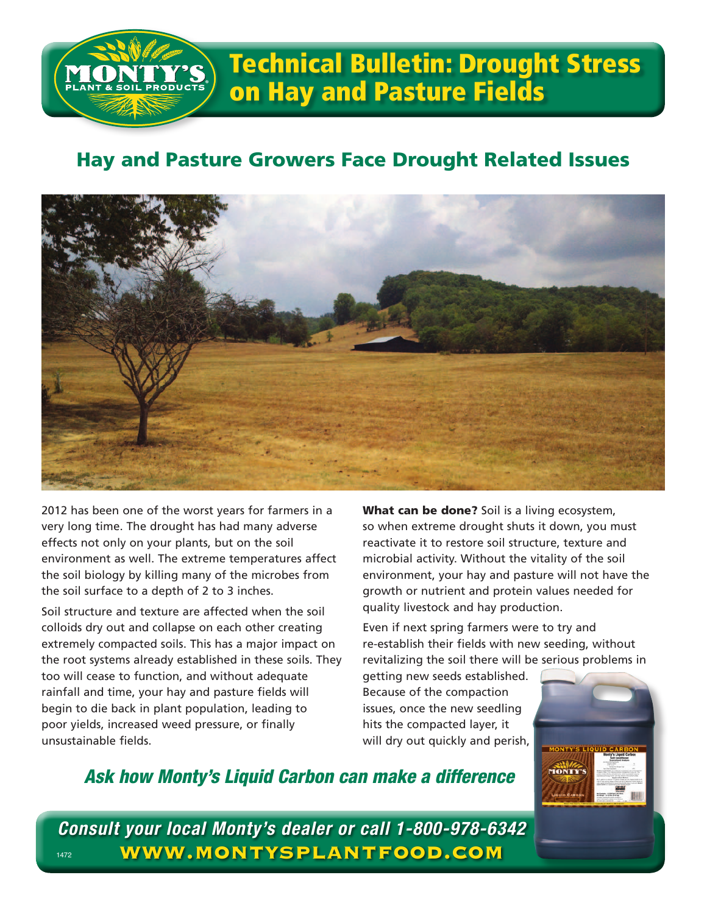# Technical Bulletin: Drought Stress on Hay and Pasture Fields

## Hay and Pasture Growers Face Drought Related Issues

2012 has been one of the worst years for farmers in a very long time. The drought has had many adverse effects not only on your plants, but on the soil environment as well. The extreme temperatures affect the soil biology by killing many of the microbes from the soil surface to a depth of 2 to 3 inches.

Soil structure and texture are affected when the soil colloids dry out and collapse on each other creating extremely compacted soils. This has a major impact on the root systems already established in these soils. They too will cease to function, and without adequate rainfall and time, your hay and pasture fields will begin to die back in plant population, leading to poor yields, increased weed pressure, or finally unsustainable fields.

**What can be done?** Soil is a living ecosystem, so when extreme drought shuts it down, you must reactivate it to restore soil structure, texture and microbial activity. Without the vitality of the soil environment, your hay and pasture will not have the growth or nutrient and protein values needed for quality livestock and hay production.

Even if next spring farmers were to try and re-establish their fields with new seeding, without revitalizing the soil there will be serious problems in getting new seeds established. Because of the compaction issues, once the new seedling hits the compacted layer, it will dry out quickly and perish,

***Ask how Monty's Liquid Carbon can make a difference***

***Consult your local Monty's dealer or call 1-800-978-6342***

**WWW.MONTYSPLANTFOOD.COM**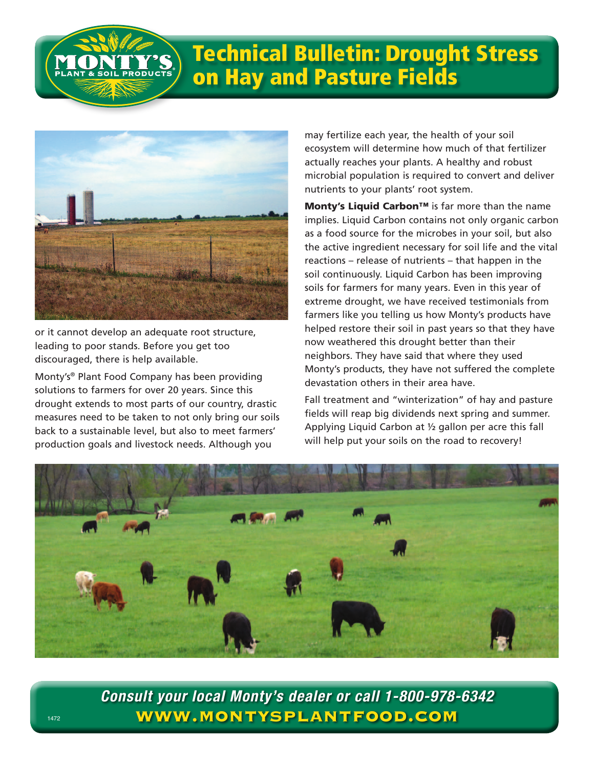# Technical Bulletin: Drought Stress on Hay and Pasture Fields

or it cannot develop an adequate root structure, leading to poor stands. Before you get too discouraged, there is help available.

Monty's® Plant Food Company has been providing solutions to farmers for over 20 years. Since this drought extends to most parts of our country, drastic measures need to be taken to not only bring our soils back to a sustainable level, but also to meet farmers' production goals and livestock needs. Although you may fertilize each year, the health of your soil ecosystem will determine how much of that fertilizer actually reaches your plants. A healthy and robust microbial population is required to convert and deliver nutrients to your plants' root system.

**Monty's Liquid Carbon™** is far more than the name implies. Liquid Carbon contains not only organic carbon as a food source for the microbes in your soil, but also the active ingredient necessary for soil life and the vital reactions – release of nutrients – that happen in the soil continuously. Liquid Carbon has been improving soils for farmers for many years. Even in this year of extreme drought, we have received testimonials from farmers like you telling us how Monty's products have helped restore their soil in past years so that they have now weathered this drought better than their neighbors. They have said that where they used Monty's products, they have not suffered the complete devastation others in their area have.

Fall treatment and "winterization" of hay and pasture fields will reap big dividends next spring and summer. Applying Liquid Carbon at ½ gallon per acre this fall will help put your soils on the road to recovery!

***Consult your local Monty's dealer or call 1-800-978-6342***

**WWW.MONTYSPLANTFOOD.COM**

1472